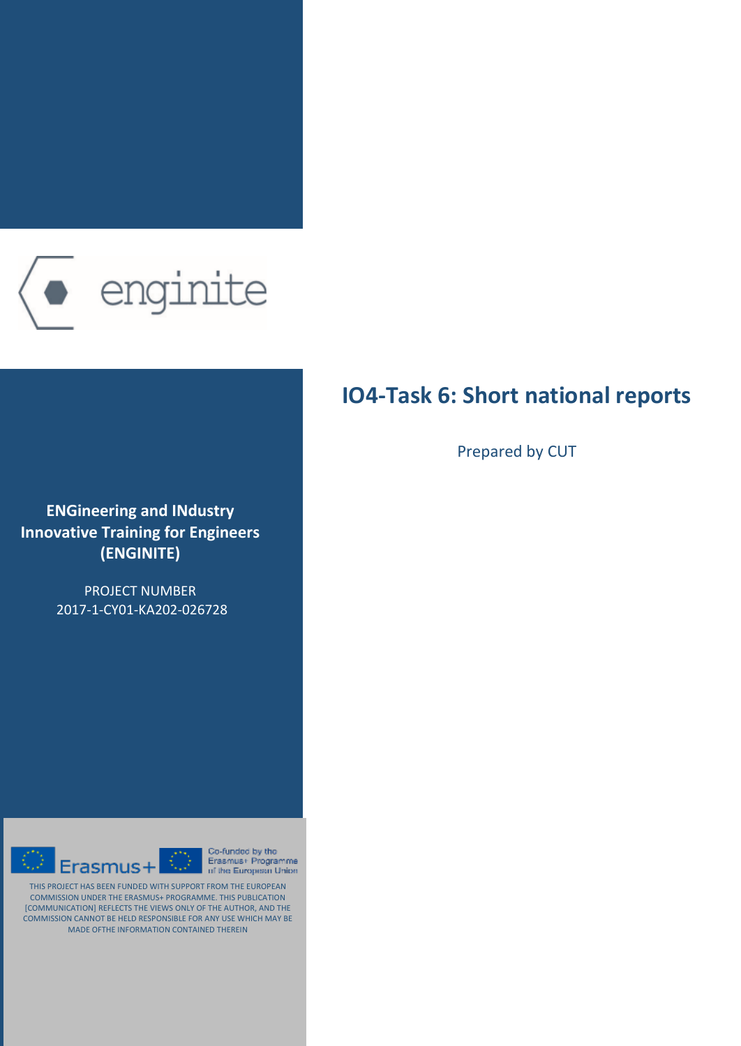enginite

# IO4-Task 6: Short national reports

Prepared by CUT

**ENGineering and INdustry Innovative Training for Engineers (ENGINITE)**

PROJECT NUMBER
2017-1-CY01-KA202-026728

Erasmus+

Co-funded by the Erasmus+ Programme of the European Union

THIS PROJECT HAS BEEN FUNDED WITH SUPPORT FROM THE EUROPEAN COMMISSION UNDER THE ERASMUS+ PROGRAMME. THIS PUBLICATION [COMMUNICATION] REFLECTS THE VIEWS ONLY OF THE AUTHOR, AND THE COMMISSION CANNOT BE HELD RESPONSIBLE FOR ANY USE WHICH MAY BE MADE OFTHE INFORMATION CONTAINED THEREIN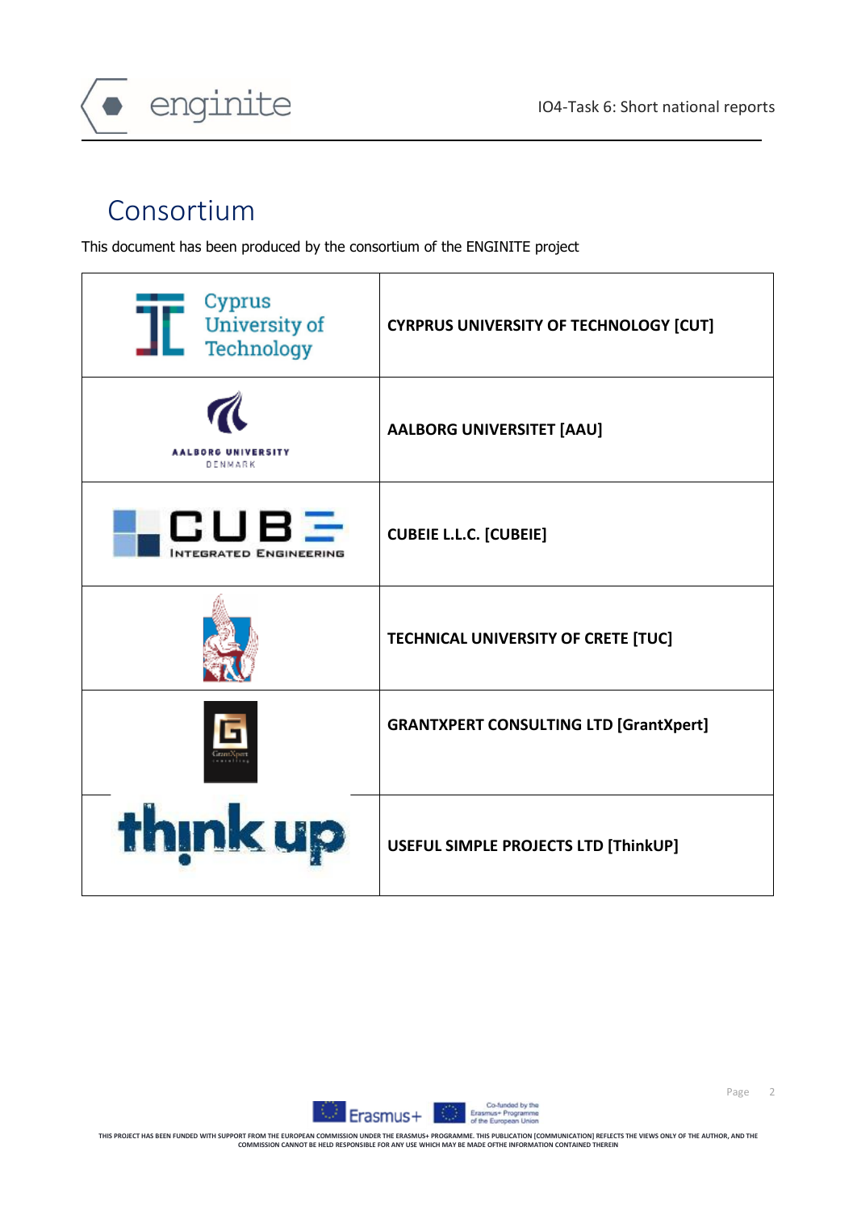# Consortium

This document has been produced by the consortium of the ENGINITE project

| | |
|---|---|
| Cyprus University of Technology | **CYRPRUS UNIVERSITY OF TECHNOLOGY [CUT]** |
| AALBORG UNIVERSITY DENMARK | **AALBORG UNIVERSITET [AAU]** |
| CUBE INTEGRATED ENGINEERING | **CUBEIE L.L.C. [CUBEIE]** |
| | **TECHNICAL UNIVERSITY OF CRETE [TUC]** |
| GrantXpert consulting | **GRANTXPERT CONSULTING LTD [GrantXpert]** |
| think up | **USEFUL SIMPLE PROJECTS LTD [ThinkUP]** |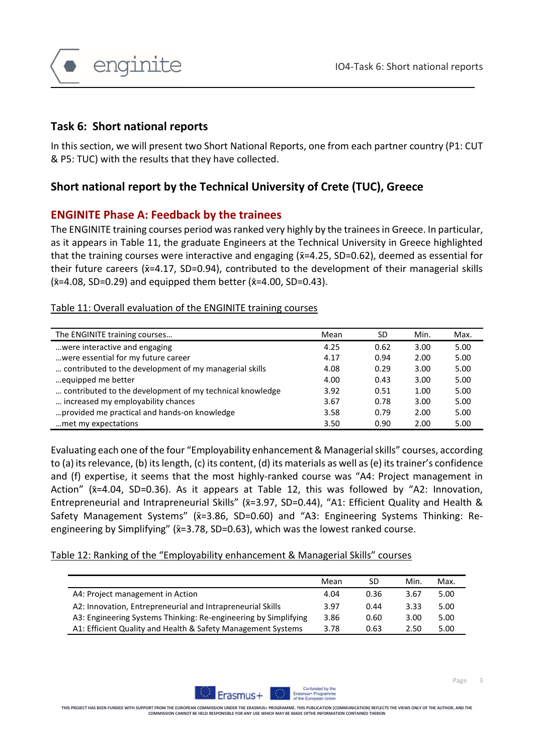## Task 6: Short national reports

In this section, we will present two Short National Reports, one from each partner country (P1: CUT & P5: TUC) with the results that they have collected.

## Short national report by the Technical University of Crete (TUC), Greece

### ENGINITE Phase A: Feedback by the trainees

The ENGINITE training courses period was ranked very highly by the trainees in Greece. In particular, as it appears in Table 11, the graduate Engineers at the Technical University in Greece highlighted that the training courses were interactive and engaging ($\bar{x}$=4.25, SD=0.62), deemed as essential for their future careers ($\bar{x}$=4.17, SD=0.94), contributed to the development of their managerial skills ($\bar{x}$=4.08, SD=0.29) and equipped them better ($\bar{x}$=4.00, SD=0.43).

Table 11: Overall evaluation of the ENGINITE training courses

| The ENGINITE training courses… | Mean | SD | Min. | Max. |
|---|---|---|---|---|
| …were interactive and engaging | 4.25 | 0.62 | 3.00 | 5.00 |
| …were essential for my future career | 4.17 | 0.94 | 2.00 | 5.00 |
| … contributed to the development of my managerial skills | 4.08 | 0.29 | 3.00 | 5.00 |
| …equipped me better | 4.00 | 0.43 | 3.00 | 5.00 |
| … contributed to the development of my technical knowledge | 3.92 | 0.51 | 1.00 | 5.00 |
| … increased my employability chances | 3.67 | 0.78 | 3.00 | 5.00 |
| …provided me practical and hands-on knowledge | 3.58 | 0.79 | 2.00 | 5.00 |
| …met my expectations | 3.50 | 0.90 | 2.00 | 5.00 |

Evaluating each one of the four "Employability enhancement & Managerial skills" courses, according to (a) its relevance, (b) its length, (c) its content, (d) its materials as well as (e) its trainer's confidence and (f) expertise, it seems that the most highly-ranked course was "A4: Project management in Action" ($\bar{x}$=4.04, SD=0.36). As it appears at Table 12, this was followed by "A2: Innovation, Entrepreneurial and Intrapreneurial Skills" ($\bar{x}$=3.97, SD=0.44), "A1: Efficient Quality and Health & Safety Management Systems" ($\bar{x}$=3.86, SD=0.60) and "A3: Engineering Systems Thinking: Re-engineering by Simplifying" ($\bar{x}$=3.78, SD=0.63), which was the lowest ranked course.

Table 12: Ranking of the "Employability enhancement & Managerial Skills" courses

| | Mean | SD | Min. | Max. |
|---|---|---|---|---|
| A4: Project management in Action | 4.04 | 0.36 | 3.67 | 5.00 |
| A2: Innovation, Entrepreneurial and Intrapreneurial Skills | 3.97 | 0.44 | 3.33 | 5.00 |
| A3: Engineering Systems Thinking: Re-engineering by Simplifying | 3.86 | 0.60 | 3.00 | 5.00 |
| A1: Efficient Quality and Health & Safety Management Systems | 3.78 | 0.63 | 2.50 | 5.00 |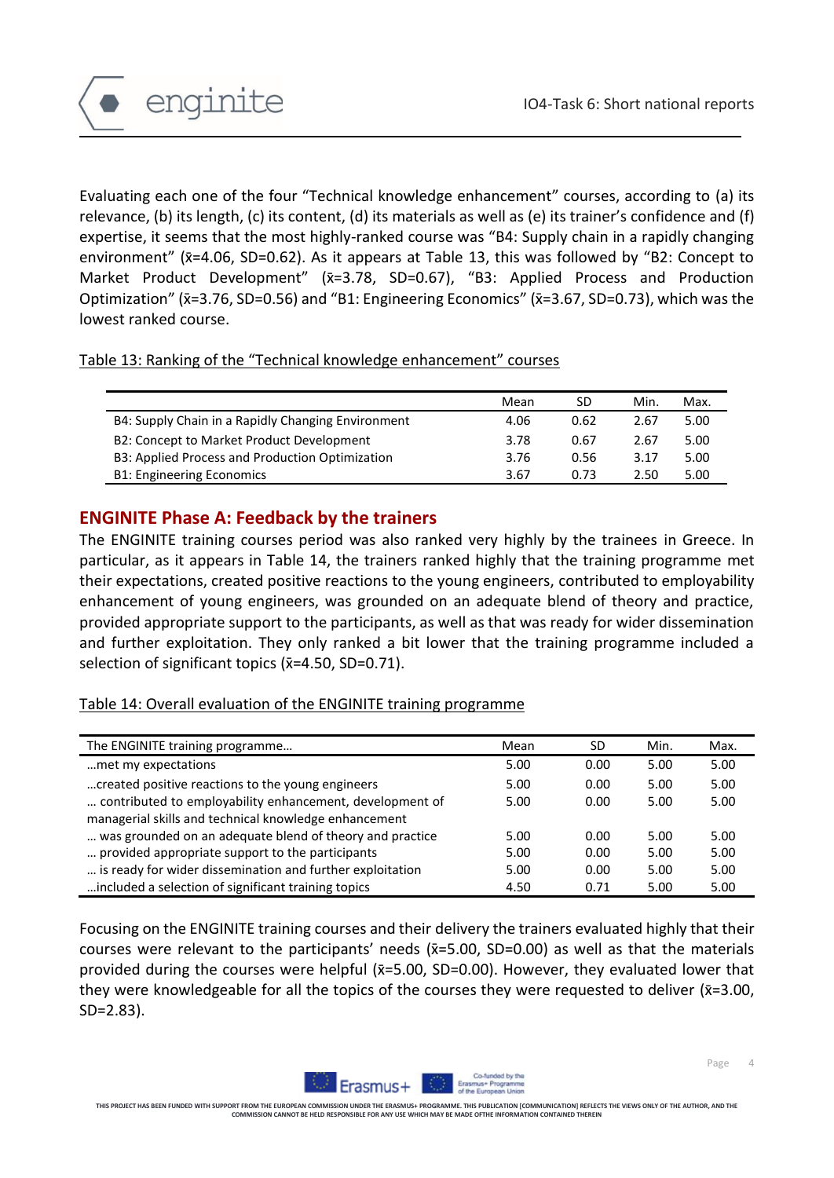Evaluating each one of the four "Technical knowledge enhancement" courses, according to (a) its relevance, (b) its length, (c) its content, (d) its materials as well as (e) its trainer's confidence and (f) expertise, it seems that the most highly-ranked course was "B4: Supply chain in a rapidly changing environment" ($\bar{x}$=4.06, SD=0.62). As it appears at Table 13, this was followed by "B2: Concept to Market Product Development" ($\bar{x}$=3.78, SD=0.67), "B3: Applied Process and Production Optimization" ($\bar{x}$=3.76, SD=0.56) and "B1: Engineering Economics" ($\bar{x}$=3.67, SD=0.73), which was the lowest ranked course.

Table 13: Ranking of the "Technical knowledge enhancement" courses

| | Mean | SD | Min. | Max. |
|---|---|---|---|---|
| B4: Supply Chain in a Rapidly Changing Environment | 4.06 | 0.62 | 2.67 | 5.00 |
| B2: Concept to Market Product Development | 3.78 | 0.67 | 2.67 | 5.00 |
| B3: Applied Process and Production Optimization | 3.76 | 0.56 | 3.17 | 5.00 |
| B1: Engineering Economics | 3.67 | 0.73 | 2.50 | 5.00 |

## ENGINITE Phase A: Feedback by the trainers

The ENGINITE training courses period was also ranked very highly by the trainees in Greece. In particular, as it appears in Table 14, the trainers ranked highly that the training programme met their expectations, created positive reactions to the young engineers, contributed to employability enhancement of young engineers, was grounded on an adequate blend of theory and practice, provided appropriate support to the participants, as well as that was ready for wider dissemination and further exploitation. They only ranked a bit lower that the training programme included a selection of significant topics ($\bar{x}$=4.50, SD=0.71).

Table 14: Overall evaluation of the ENGINITE training programme

| The ENGINITE training programme… | Mean | SD | Min. | Max. |
|---|---|---|---|---|
| …met my expectations | 5.00 | 0.00 | 5.00 | 5.00 |
| …created positive reactions to the young engineers | 5.00 | 0.00 | 5.00 | 5.00 |
| … contributed to employability enhancement, development of managerial skills and technical knowledge enhancement | 5.00 | 0.00 | 5.00 | 5.00 |
| … was grounded on an adequate blend of theory and practice | 5.00 | 0.00 | 5.00 | 5.00 |
| … provided appropriate support to the participants | 5.00 | 0.00 | 5.00 | 5.00 |
| … is ready for wider dissemination and further exploitation | 5.00 | 0.00 | 5.00 | 5.00 |
| …included a selection of significant training topics | 4.50 | 0.71 | 5.00 | 5.00 |

Focusing on the ENGINITE training courses and their delivery the trainers evaluated highly that their courses were relevant to the participants' needs ($\bar{x}$=5.00, SD=0.00) as well as that the materials provided during the courses were helpful ($\bar{x}$=5.00, SD=0.00). However, they evaluated lower that they were knowledgeable for all the topics of the courses they were requested to deliver ($\bar{x}$=3.00, SD=2.83).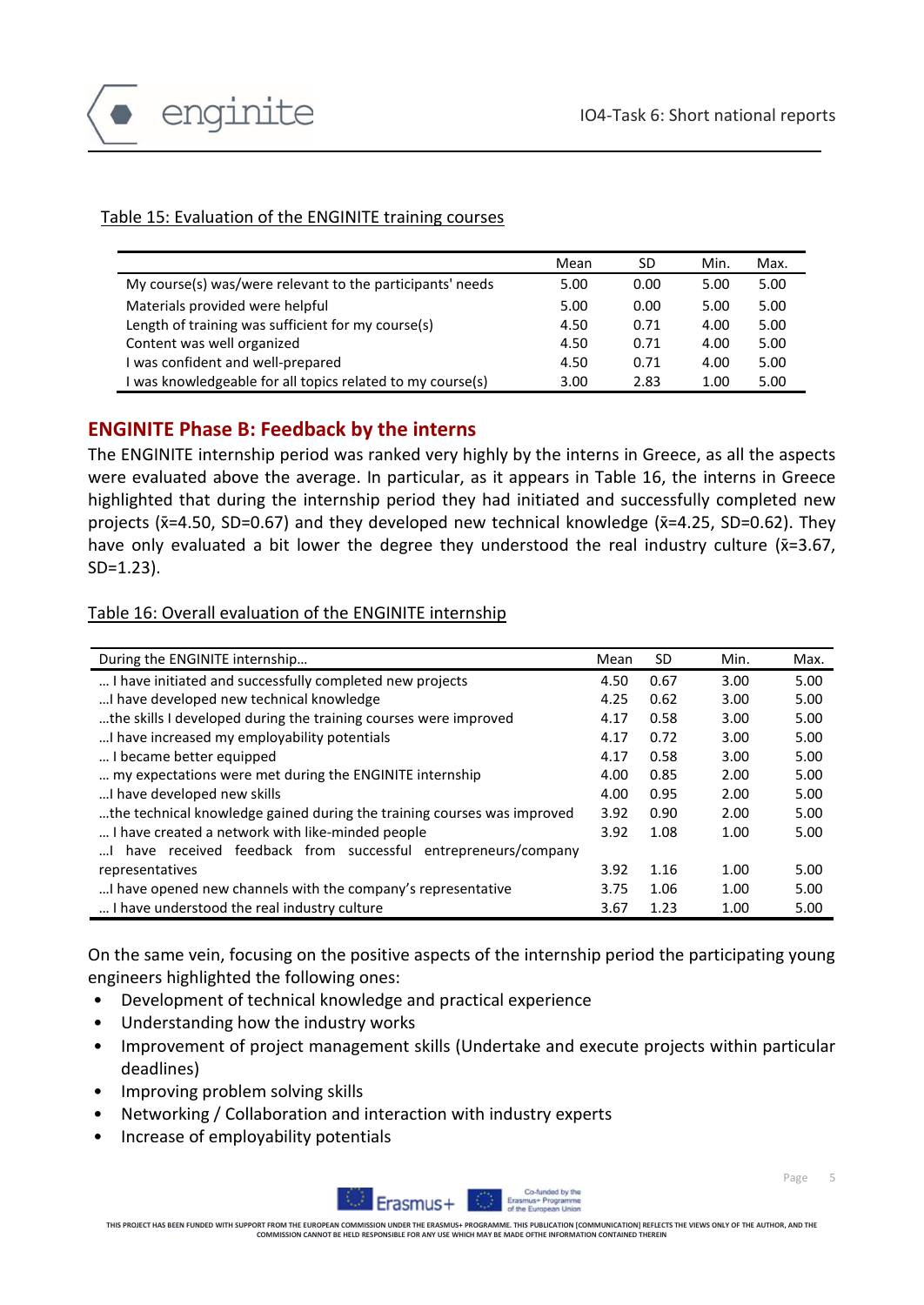Table 15: Evaluation of the ENGINITE training courses

| | Mean | SD | Min. | Max. |
|---|---|---|---|---|
| My course(s) was/were relevant to the participants' needs | 5.00 | 0.00 | 5.00 | 5.00 |
| Materials provided were helpful | 5.00 | 0.00 | 5.00 | 5.00 |
| Length of training was sufficient for my course(s) | 4.50 | 0.71 | 4.00 | 5.00 |
| Content was well organized | 4.50 | 0.71 | 4.00 | 5.00 |
| I was confident and well-prepared | 4.50 | 0.71 | 4.00 | 5.00 |
| I was knowledgeable for all topics related to my course(s) | 3.00 | 2.83 | 1.00 | 5.00 |

## ENGINITE Phase B: Feedback by the interns

The ENGINITE internship period was ranked very highly by the interns in Greece, as all the aspects were evaluated above the average. In particular, as it appears in Table 16, the interns in Greece highlighted that during the internship period they had initiated and successfully completed new projects ($\bar{x}$=4.50, SD=0.67) and they developed new technical knowledge ($\bar{x}$=4.25, SD=0.62). They have only evaluated a bit lower the degree they understood the real industry culture ($\bar{x}$=3.67, SD=1.23).

Table 16: Overall evaluation of the ENGINITE internship

| During the ENGINITE internship… | Mean | SD | Min. | Max. |
|---|---|---|---|---|
| … I have initiated and successfully completed new projects | 4.50 | 0.67 | 3.00 | 5.00 |
| …I have developed new technical knowledge | 4.25 | 0.62 | 3.00 | 5.00 |
| …the skills I developed during the training courses were improved | 4.17 | 0.58 | 3.00 | 5.00 |
| …I have increased my employability potentials | 4.17 | 0.72 | 3.00 | 5.00 |
| … I became better equipped | 4.17 | 0.58 | 3.00 | 5.00 |
| … my expectations were met during the ENGINITE internship | 4.00 | 0.85 | 2.00 | 5.00 |
| …I have developed new skills | 4.00 | 0.95 | 2.00 | 5.00 |
| …the technical knowledge gained during the training courses was improved | 3.92 | 0.90 | 2.00 | 5.00 |
| … I have created a network with like-minded people | 3.92 | 1.08 | 1.00 | 5.00 |
| …I have received feedback from successful entrepreneurs/company representatives | 3.92 | 1.16 | 1.00 | 5.00 |
| …I have opened new channels with the company's representative | 3.75 | 1.06 | 1.00 | 5.00 |
| … I have understood the real industry culture | 3.67 | 1.23 | 1.00 | 5.00 |

On the same vein, focusing on the positive aspects of the internship period the participating young engineers highlighted the following ones:

- Development of technical knowledge and practical experience
- Understanding how the industry works
- Improvement of project management skills (Undertake and execute projects within particular deadlines)
- Improving problem solving skills
- Networking / Collaboration and interaction with industry experts
- Increase of employability potentials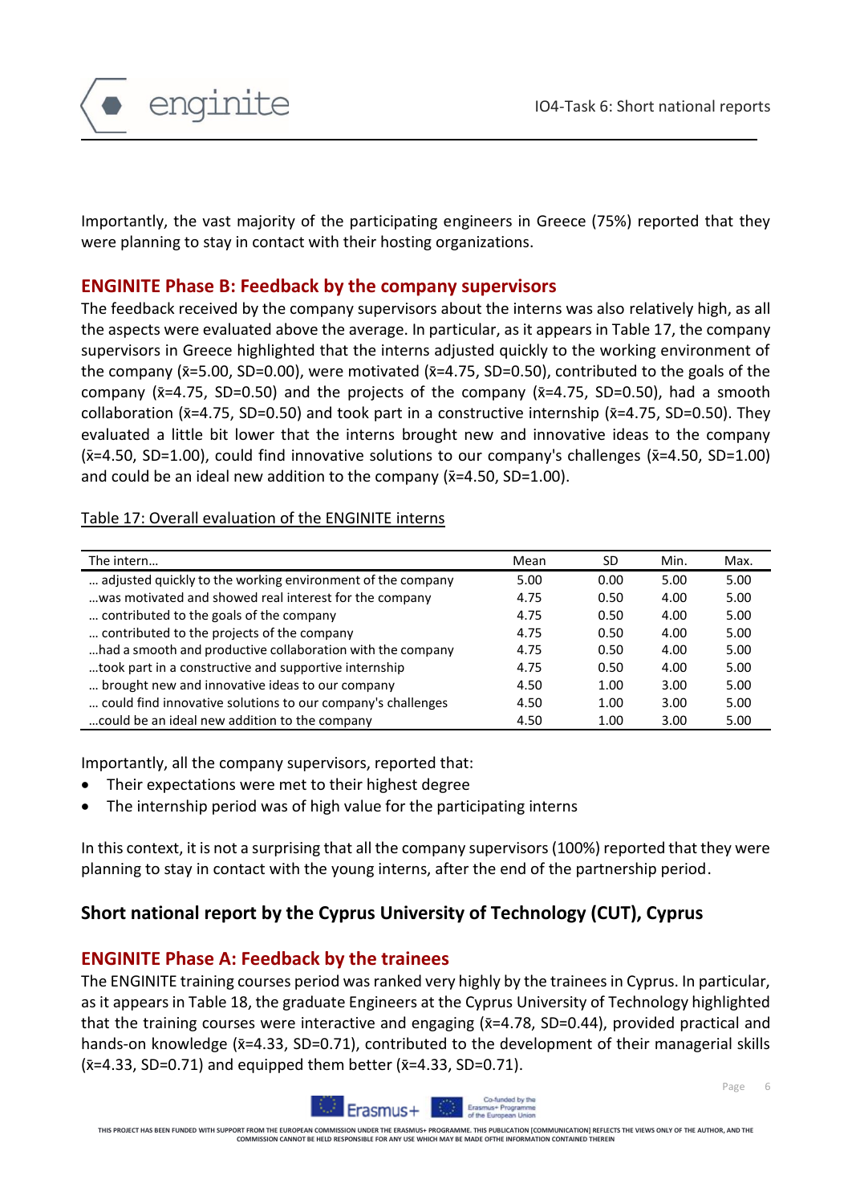Importantly, the vast majority of the participating engineers in Greece (75%) reported that they were planning to stay in contact with their hosting organizations.

## ENGINITE Phase B: Feedback by the company supervisors

The feedback received by the company supervisors about the interns was also relatively high, as all the aspects were evaluated above the average. In particular, as it appears in Table 17, the company supervisors in Greece highlighted that the interns adjusted quickly to the working environment of the company ($\bar{x}$=5.00, SD=0.00), were motivated ($\bar{x}$=4.75, SD=0.50), contributed to the goals of the company ($\bar{x}$=4.75, SD=0.50) and the projects of the company ($\bar{x}$=4.75, SD=0.50), had a smooth collaboration ($\bar{x}$=4.75, SD=0.50) and took part in a constructive internship ($\bar{x}$=4.75, SD=0.50). They evaluated a little bit lower that the interns brought new and innovative ideas to the company ($\bar{x}$=4.50, SD=1.00), could find innovative solutions to our company's challenges ($\bar{x}$=4.50, SD=1.00) and could be an ideal new addition to the company ($\bar{x}$=4.50, SD=1.00).

Table 17: Overall evaluation of the ENGINITE interns

| The intern… | Mean | SD | Min. | Max. |
|---|---|---|---|---|
| … adjusted quickly to the working environment of the company | 5.00 | 0.00 | 5.00 | 5.00 |
| …was motivated and showed real interest for the company | 4.75 | 0.50 | 4.00 | 5.00 |
| … contributed to the goals of the company | 4.75 | 0.50 | 4.00 | 5.00 |
| … contributed to the projects of the company | 4.75 | 0.50 | 4.00 | 5.00 |
| …had a smooth and productive collaboration with the company | 4.75 | 0.50 | 4.00 | 5.00 |
| …took part in a constructive and supportive internship | 4.75 | 0.50 | 4.00 | 5.00 |
| … brought new and innovative ideas to our company | 4.50 | 1.00 | 3.00 | 5.00 |
| … could find innovative solutions to our company's challenges | 4.50 | 1.00 | 3.00 | 5.00 |
| …could be an ideal new addition to the company | 4.50 | 1.00 | 3.00 | 5.00 |

Importantly, all the company supervisors, reported that:

- Their expectations were met to their highest degree
- The internship period was of high value for the participating interns

In this context, it is not a surprising that all the company supervisors (100%) reported that they were planning to stay in contact with the young interns, after the end of the partnership period.

# Short national report by the Cyprus University of Technology (CUT), Cyprus

## ENGINITE Phase A: Feedback by the trainees

The ENGINITE training courses period was ranked very highly by the trainees in Cyprus. In particular, as it appears in Table 18, the graduate Engineers at the Cyprus University of Technology highlighted that the training courses were interactive and engaging ($\bar{x}$=4.78, SD=0.44), provided practical and hands-on knowledge ($\bar{x}$=4.33, SD=0.71), contributed to the development of their managerial skills ($\bar{x}$=4.33, SD=0.71) and equipped them better ($\bar{x}$=4.33, SD=0.71).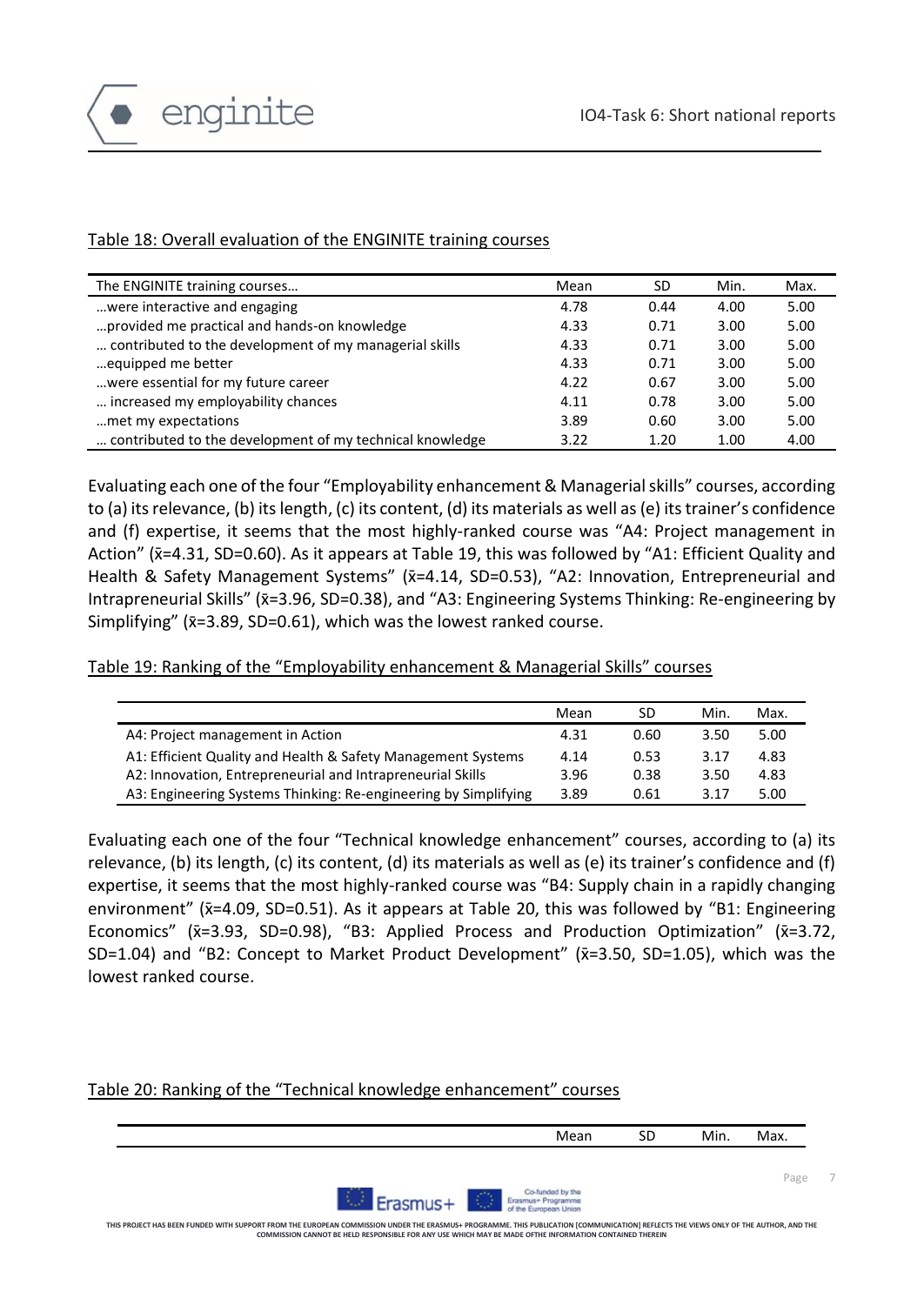Table 18: Overall evaluation of the ENGINITE training courses

| The ENGINITE training courses… | Mean | SD | Min. | Max. |
|---|---|---|---|---|
| …were interactive and engaging | 4.78 | 0.44 | 4.00 | 5.00 |
| …provided me practical and hands-on knowledge | 4.33 | 0.71 | 3.00 | 5.00 |
| … contributed to the development of my managerial skills | 4.33 | 0.71 | 3.00 | 5.00 |
| …equipped me better | 4.33 | 0.71 | 3.00 | 5.00 |
| …were essential for my future career | 4.22 | 0.67 | 3.00 | 5.00 |
| … increased my employability chances | 4.11 | 0.78 | 3.00 | 5.00 |
| …met my expectations | 3.89 | 0.60 | 3.00 | 5.00 |
| … contributed to the development of my technical knowledge | 3.22 | 1.20 | 1.00 | 4.00 |

Evaluating each one of the four "Employability enhancement & Managerial skills" courses, according to (a) its relevance, (b) its length, (c) its content, (d) its materials as well as (e) its trainer's confidence and (f) expertise, it seems that the most highly-ranked course was "A4: Project management in Action" ($\bar{x}$=4.31, SD=0.60). As it appears at Table 19, this was followed by "A1: Efficient Quality and Health & Safety Management Systems" ($\bar{x}$=4.14, SD=0.53), "A2: Innovation, Entrepreneurial and Intrapreneurial Skills" ($\bar{x}$=3.96, SD=0.38), and "A3: Engineering Systems Thinking: Re-engineering by Simplifying" ($\bar{x}$=3.89, SD=0.61), which was the lowest ranked course.

Table 19: Ranking of the "Employability enhancement & Managerial Skills" courses

| | Mean | SD | Min. | Max. |
|---|---|---|---|---|
| A4: Project management in Action | 4.31 | 0.60 | 3.50 | 5.00 |
| A1: Efficient Quality and Health & Safety Management Systems | 4.14 | 0.53 | 3.17 | 4.83 |
| A2: Innovation, Entrepreneurial and Intrapreneurial Skills | 3.96 | 0.38 | 3.50 | 4.83 |
| A3: Engineering Systems Thinking: Re-engineering by Simplifying | 3.89 | 0.61 | 3.17 | 5.00 |

Evaluating each one of the four "Technical knowledge enhancement" courses, according to (a) its relevance, (b) its length, (c) its content, (d) its materials as well as (e) its trainer's confidence and (f) expertise, it seems that the most highly-ranked course was "B4: Supply chain in a rapidly changing environment" ($\bar{x}$=4.09, SD=0.51). As it appears at Table 20, this was followed by "B1: Engineering Economics" ($\bar{x}$=3.93, SD=0.98), "B3: Applied Process and Production Optimization" ($\bar{x}$=3.72, SD=1.04) and "B2: Concept to Market Product Development" ($\bar{x}$=3.50, SD=1.05), which was the lowest ranked course.

Table 20: Ranking of the "Technical knowledge enhancement" courses

| | Mean | SD | Min. | Max. |
|---|---|---|---|---|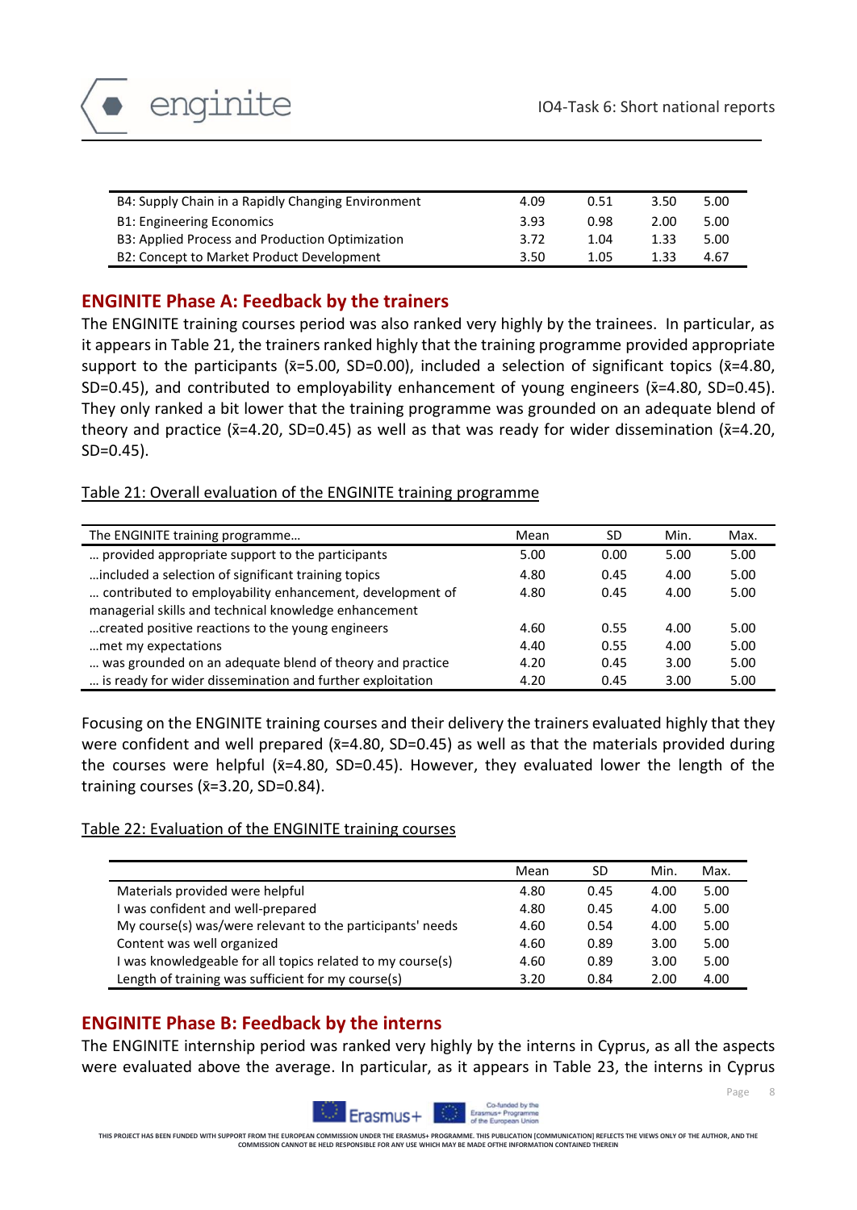| | | | | |
|---|---|---|---|---|
| B4: Supply Chain in a Rapidly Changing Environment | 4.09 | 0.51 | 3.50 | 5.00 |
| B1: Engineering Economics | 3.93 | 0.98 | 2.00 | 5.00 |
| B3: Applied Process and Production Optimization | 3.72 | 1.04 | 1.33 | 5.00 |
| B2: Concept to Market Product Development | 3.50 | 1.05 | 1.33 | 4.67 |

## ENGINITE Phase A: Feedback by the trainers

The ENGINITE training courses period was also ranked very highly by the trainees. In particular, as it appears in Table 21, the trainers ranked highly that the training programme provided appropriate support to the participants ($\bar{x}$=5.00, SD=0.00), included a selection of significant topics ($\bar{x}$=4.80, SD=0.45), and contributed to employability enhancement of young engineers ($\bar{x}$=4.80, SD=0.45). They only ranked a bit lower that the training programme was grounded on an adequate blend of theory and practice ($\bar{x}$=4.20, SD=0.45) as well as that was ready for wider dissemination ($\bar{x}$=4.20, SD=0.45).

Table 21: Overall evaluation of the ENGINITE training programme

| The ENGINITE training programme… | Mean | SD | Min. | Max. |
|---|---|---|---|---|
| … provided appropriate support to the participants | 5.00 | 0.00 | 5.00 | 5.00 |
| …included a selection of significant training topics | 4.80 | 0.45 | 4.00 | 5.00 |
| … contributed to employability enhancement, development of managerial skills and technical knowledge enhancement | 4.80 | 0.45 | 4.00 | 5.00 |
| …created positive reactions to the young engineers | 4.60 | 0.55 | 4.00 | 5.00 |
| …met my expectations | 4.40 | 0.55 | 4.00 | 5.00 |
| … was grounded on an adequate blend of theory and practice | 4.20 | 0.45 | 3.00 | 5.00 |
| … is ready for wider dissemination and further exploitation | 4.20 | 0.45 | 3.00 | 5.00 |

Focusing on the ENGINITE training courses and their delivery the trainers evaluated highly that they were confident and well prepared ($\bar{x}$=4.80, SD=0.45) as well as that the materials provided during the courses were helpful ($\bar{x}$=4.80, SD=0.45). However, they evaluated lower the length of the training courses ($\bar{x}$=3.20, SD=0.84).

Table 22: Evaluation of the ENGINITE training courses

| | Mean | SD | Min. | Max. |
|---|---|---|---|---|
| Materials provided were helpful | 4.80 | 0.45 | 4.00 | 5.00 |
| I was confident and well-prepared | 4.80 | 0.45 | 4.00 | 5.00 |
| My course(s) was/were relevant to the participants' needs | 4.60 | 0.54 | 4.00 | 5.00 |
| Content was well organized | 4.60 | 0.89 | 3.00 | 5.00 |
| I was knowledgeable for all topics related to my course(s) | 4.60 | 0.89 | 3.00 | 5.00 |
| Length of training was sufficient for my course(s) | 3.20 | 0.84 | 2.00 | 4.00 |

## ENGINITE Phase B: Feedback by the interns

The ENGINITE internship period was ranked very highly by the interns in Cyprus, as all the aspects were evaluated above the average. In particular, as it appears in Table 23, the interns in Cyprus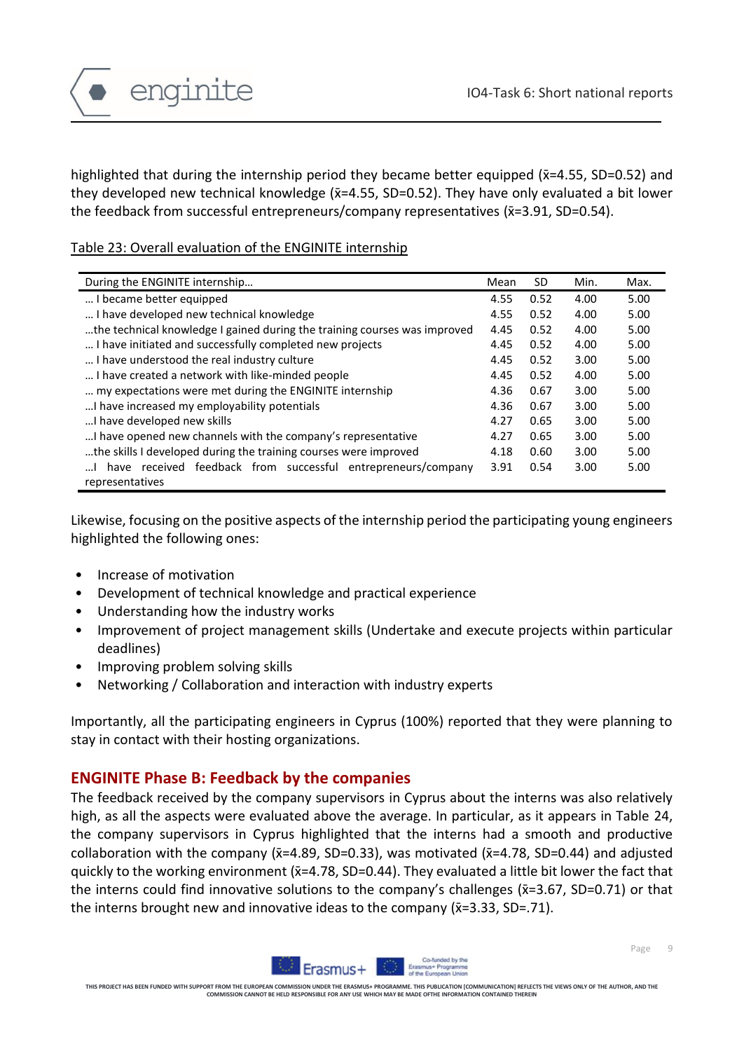highlighted that during the internship period they became better equipped ($\bar{x}$=4.55, SD=0.52) and they developed new technical knowledge ($\bar{x}$=4.55, SD=0.52). They have only evaluated a bit lower the feedback from successful entrepreneurs/company representatives ($\bar{x}$=3.91, SD=0.54).

Table 23: Overall evaluation of the ENGINITE internship

| During the ENGINITE internship… | Mean | SD | Min. | Max. |
|---|---|---|---|---|
| … I became better equipped | 4.55 | 0.52 | 4.00 | 5.00 |
| … I have developed new technical knowledge | 4.55 | 0.52 | 4.00 | 5.00 |
| …the technical knowledge I gained during the training courses was improved | 4.45 | 0.52 | 4.00 | 5.00 |
| … I have initiated and successfully completed new projects | 4.45 | 0.52 | 4.00 | 5.00 |
| … I have understood the real industry culture | 4.45 | 0.52 | 3.00 | 5.00 |
| … I have created a network with like-minded people | 4.45 | 0.52 | 4.00 | 5.00 |
| … my expectations were met during the ENGINITE internship | 4.36 | 0.67 | 3.00 | 5.00 |
| …I have increased my employability potentials | 4.36 | 0.67 | 3.00 | 5.00 |
| …I have developed new skills | 4.27 | 0.65 | 3.00 | 5.00 |
| …I have opened new channels with the company's representative | 4.27 | 0.65 | 3.00 | 5.00 |
| …the skills I developed during the training courses were improved | 4.18 | 0.60 | 3.00 | 5.00 |
| …I have received feedback from successful entrepreneurs/company representatives | 3.91 | 0.54 | 3.00 | 5.00 |

Likewise, focusing on the positive aspects of the internship period the participating young engineers highlighted the following ones:

- Increase of motivation
- Development of technical knowledge and practical experience
- Understanding how the industry works
- Improvement of project management skills (Undertake and execute projects within particular deadlines)
- Improving problem solving skills
- Networking / Collaboration and interaction with industry experts

Importantly, all the participating engineers in Cyprus (100%) reported that they were planning to stay in contact with their hosting organizations.

## ENGINITE Phase B: Feedback by the companies

The feedback received by the company supervisors in Cyprus about the interns was also relatively high, as all the aspects were evaluated above the average. In particular, as it appears in Table 24, the company supervisors in Cyprus highlighted that the interns had a smooth and productive collaboration with the company ($\bar{x}$=4.89, SD=0.33), was motivated ($\bar{x}$=4.78, SD=0.44) and adjusted quickly to the working environment ($\bar{x}$=4.78, SD=0.44). They evaluated a little bit lower the fact that the interns could find innovative solutions to the company's challenges ($\bar{x}$=3.67, SD=0.71) or that the interns brought new and innovative ideas to the company ($\bar{x}$=3.33, SD=.71).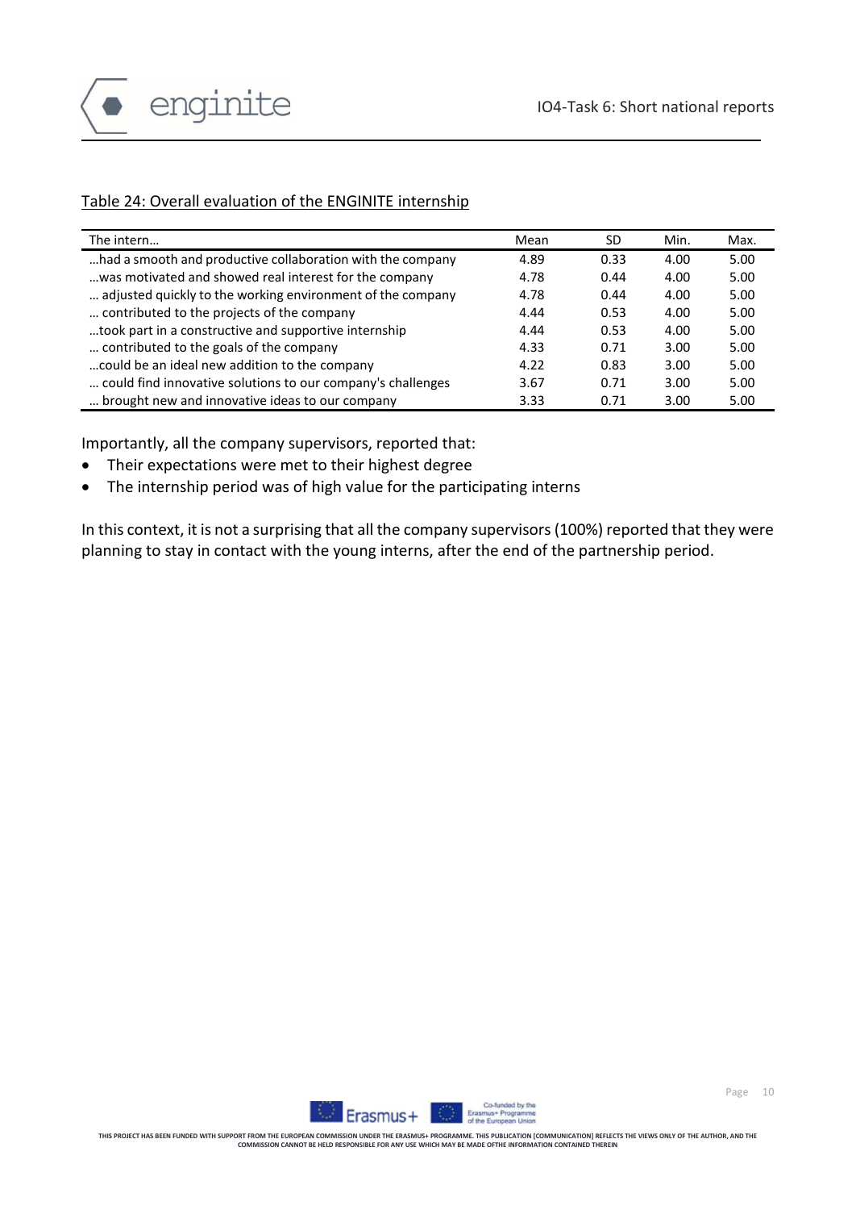Table 24: Overall evaluation of the ENGINITE internship

| The intern… | Mean | SD | Min. | Max. |
|---|---|---|---|---|
| …had a smooth and productive collaboration with the company | 4.89 | 0.33 | 4.00 | 5.00 |
| …was motivated and showed real interest for the company | 4.78 | 0.44 | 4.00 | 5.00 |
| … adjusted quickly to the working environment of the company | 4.78 | 0.44 | 4.00 | 5.00 |
| … contributed to the projects of the company | 4.44 | 0.53 | 4.00 | 5.00 |
| …took part in a constructive and supportive internship | 4.44 | 0.53 | 4.00 | 5.00 |
| … contributed to the goals of the company | 4.33 | 0.71 | 3.00 | 5.00 |
| …could be an ideal new addition to the company | 4.22 | 0.83 | 3.00 | 5.00 |
| … could find innovative solutions to our company's challenges | 3.67 | 0.71 | 3.00 | 5.00 |
| … brought new and innovative ideas to our company | 3.33 | 0.71 | 3.00 | 5.00 |

Importantly, all the company supervisors, reported that:

- Their expectations were met to their highest degree
- The internship period was of high value for the participating interns

In this context, it is not a surprising that all the company supervisors (100%) reported that they were planning to stay in contact with the young interns, after the end of the partnership period.